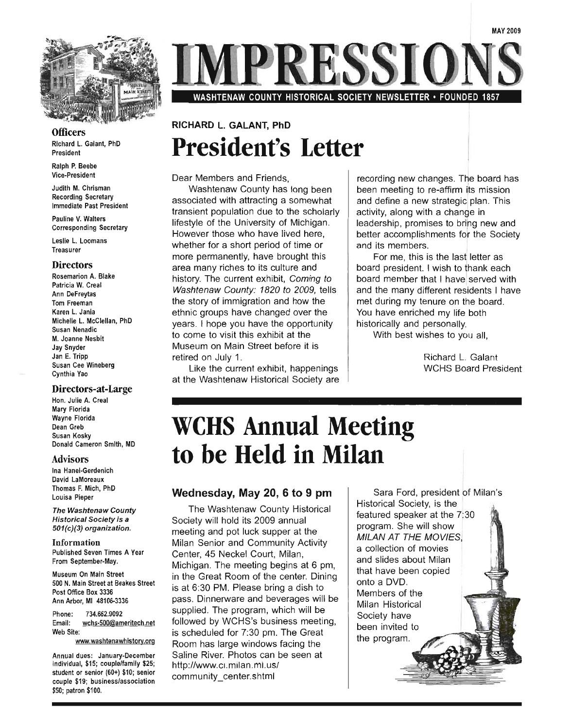MAY 2009

# IMPRESSIONS

WASHTENAW COUNTY HISTORICAL SOCIETY NEWSLETTER • FOUNDED 1857

## Officers

Richard L. Galant, PhD
President

Ralph P. Beebe
Vice-President

Judith M. Chrisman
Recording Secretary
Immediate Past President

Pauline V. Walters
Corresponding Secretary

Leslie L. Loomans
Treasurer

## Directors

Rosemarion A. Blake
Patricia W. Creal
Ann DeFreytas
Tom Freeman
Karen L. Jania
Michelle L. McClellan, PhD
Susan Nenadic
M. Joanne Nesbit
Jay Snyder
Jan E. Tripp
Susan Cee Wineberg
Cynthia Yao

## Directors-at-Large

Hon. Julie A. Creal
Mary Florida
Wayne Florida
Dean Greb
Susan Kosky
Donald Cameron Smith, MD

## Advisors

Ina Hanel-Gerdenich
David LaMoreaux
Thomas F. Mich, PhD
Louisa Pieper

*The Washtenaw County Historical Society is a 501(c)(3) organization.*

## Information

Published Seven Times A Year From September-May.

Museum On Main Street
500 N. Main Street at Beakes Street
Post Office Box 3336
Ann Arbor, MI 48106-3336

Phone: 734.662.9092
Email: wchs-500@ameritech.net
Web Site: www.washtenawhistory.org

Annual dues: January-December individual, $15; couple/family $25; student or senior (60+) $10; senior couple $19; business/association $50; patron $100.

RICHARD L. GALANT, PhD

# President's Letter

Dear Members and Friends,

Washtenaw County has long been associated with attracting a somewhat transient population due to the scholarly lifestyle of the University of Michigan. However those who have lived here, whether for a short period of time or more permanently, have brought this area many riches to its culture and history. The current exhibit, *Coming to Washtenaw County: 1820 to 2009,* tells the story of immigration and how the ethnic groups have changed over the years. I hope you have the opportunity to come to visit this exhibit at the Museum on Main Street before it is retired on July 1.

Like the current exhibit, happenings at the Washtenaw Historical Society are recording new changes. The board has been meeting to re-affirm its mission and define a new strategic plan. This activity, along with a change in leadership, promises to bring new and better accomplishments for the Society and its members.

For me, this is the last letter as board president. I wish to thank each board member that I have served with and the many different residents I have met during my tenure on the board. You have enriched my life both historically and personally.

With best wishes to you all,

Richard L. Galant
WCHS Board President

# WCHS Annual Meeting to be Held in Milan

### Wednesday, May 20, 6 to 9 pm

The Washtenaw County Historical Society will hold its 2009 annual meeting and pot luck supper at the Milan Senior and Community Activity Center, 45 Neckel Court, Milan, Michigan. The meeting begins at 6 pm, in the Great Room of the center. Dining is at 6:30 PM. Please bring a dish to pass. Dinnerware and beverages will be supplied. The program, which will be followed by WCHS's business meeting, is scheduled for 7:30 pm. The Great Room has large windows facing the Saline River. Photos can be seen at http://www.ci.milan.mi.us/community_center.shtml

Sara Ford, president of Milan's Historical Society, is the featured speaker at the 7:30 program. She will show *MILAN AT THE MOVIES*, a collection of movies and slides about Milan that have been copied onto a DVD. Members of the Milan Historical Society have been invited to the program.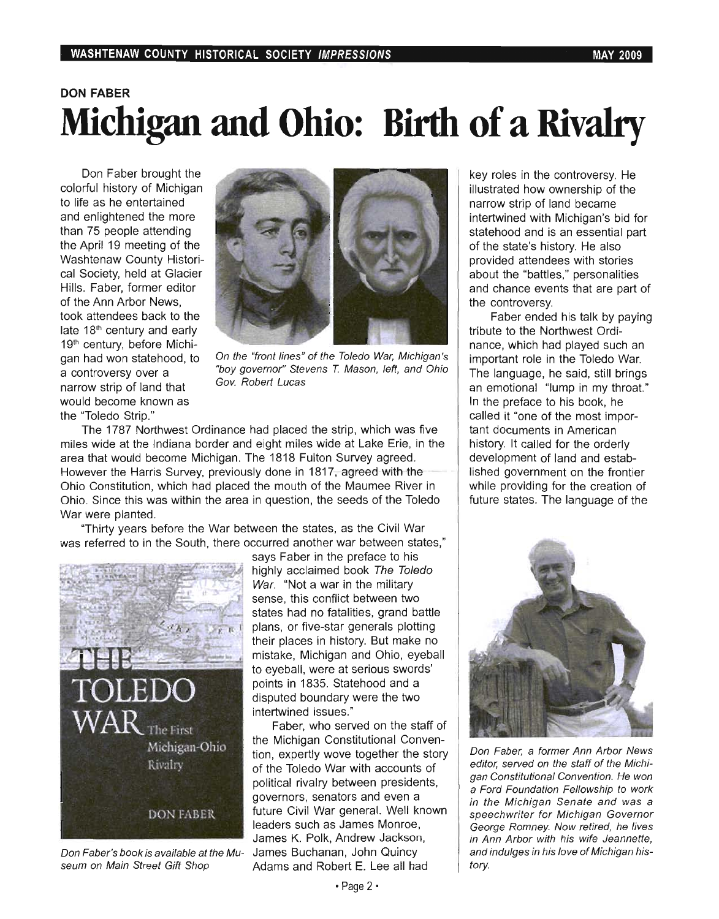DON FABER

# Michigan and Ohio: Birth of a Rivalry

Don Faber brought the colorful history of Michigan to life as he entertained and enlightened the more than 75 people attending the April 19 meeting of the Washtenaw County Historical Society, held at Glacier Hills. Faber, former editor of the Ann Arbor News, took attendees back to the late 18th century and early 19th century, before Michigan had won statehood, to a controversy over a narrow strip of land that would become known as the "Toledo Strip."

*On the "front lines" of the Toledo War, Michigan's "boy governor" Stevens T. Mason, left, and Ohio Gov. Robert Lucas*

The 1787 Northwest Ordinance had placed the strip, which was five miles wide at the Indiana border and eight miles wide at Lake Erie, in the area that would become Michigan. The 1818 Fulton Survey agreed. However the Harris Survey, previously done in 1817, agreed with the Ohio Constitution, which had placed the mouth of the Maumee River in Ohio. Since this was within the area in question, the seeds of the Toledo War were planted.

"Thirty years before the War between the states, as the Civil War was referred to in the South, there occurred another war between states," says Faber in the preface to his highly acclaimed book *The Toledo War*. "Not a war in the military sense, this conflict between two states had no fatalities, grand battle plans, or five-star generals plotting their places in history. But make no mistake, Michigan and Ohio, eyeball to eyeball, were at serious swords' points in 1835. Statehood and a disputed boundary were the two intertwined issues."

*Don Faber's book is available at the Museum on Main Street Gift Shop*

Faber, who served on the staff of the Michigan Constitutional Convention, expertly wove together the story of the Toledo War with accounts of political rivalry between presidents, governors, senators and even a future Civil War general. Well known leaders such as James Monroe, James K. Polk, Andrew Jackson, James Buchanan, John Quincy Adams and Robert E. Lee all had key roles in the controversy. He illustrated how ownership of the narrow strip of land became intertwined with Michigan's bid for statehood and is an essential part of the state's history. He also provided attendees with stories about the "battles," personalities and chance events that are part of the controversy.

Faber ended his talk by paying tribute to the Northwest Ordinance, which had played such an important role in the Toledo War. The language, he said, still brings an emotional "lump in my throat." In the preface to his book, he called it "one of the most important documents in American history. It called for the orderly development of land and established government on the frontier while providing for the creation of future states. The language of the

*Don Faber, a former Ann Arbor News editor, served on the staff of the Michigan Constitutional Convention. He won a Ford Foundation Fellowship to work in the Michigan Senate and was a speechwriter for Michigan Governor George Romney. Now retired, he lives in Ann Arbor with his wife Jeannette, and indulges in his love of Michigan history.*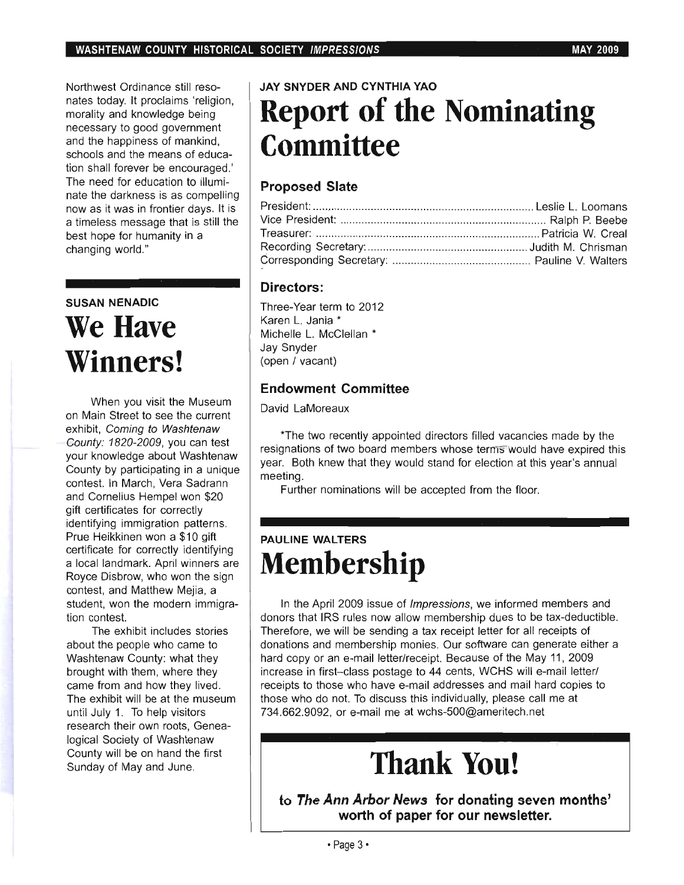Northwest Ordinance still resonates today. It proclaims 'religion, morality and knowledge being necessary to good government and the happiness of mankind, schools and the means of education shall forever be encouraged.' The need for education to illuminate the darkness is as compelling now as it was in frontier days. It is a timeless message that is still the best hope for humanity in a changing world."

SUSAN NENADIC

# We Have Winners!

When you visit the Museum on Main Street to see the current exhibit, *Coming to Washtenaw County: 1820-2009*, you can test your knowledge about Washtenaw County by participating in a unique contest. In March, Vera Sadrann and Cornelius Hempel won $20 gift certificates for correctly identifying immigration patterns. Prue Heikkinen won a $10 gift certificate for correctly identifying a local landmark. April winners are Royce Disbrow, who won the sign contest, and Matthew Mejia, a student, won the modern immigration contest.

The exhibit includes stories about the people who came to Washtenaw County: what they brought with them, where they came from and how they lived. The exhibit will be at the museum until July 1. To help visitors research their own roots, Genealogical Society of Washtenaw County will be on hand the first Sunday of May and June.

JAY SNYDER AND CYNTHIA YAO

# Report of the Nominating Committee

### Proposed Slate

President: ........ Leslie L. Loomans
Vice President: ........ Ralph P. Beebe
Treasurer: ........ Patricia W. Creal
Recording Secretary: ........ Judith M. Chrisman
Corresponding Secretary: ........ Pauline V. Walters

### Directors:

Three-Year term to 2012
Karen L. Jania *
Michelle L. McClellan *
Jay Snyder
(open / vacant)

### Endowment Committee

David LaMoreaux

*The two recently appointed directors filled vacancies made by the resignations of two board members whose terms would have expired this year. Both knew that they would stand for election at this year's annual meeting.

Further nominations will be accepted from the floor.

PAULINE WALTERS

# Membership

In the April 2009 issue of *Impressions*, we informed members and donors that IRS rules now allow membership dues to be tax-deductible. Therefore, we will be sending a tax receipt letter for all receipts of donations and membership monies. Our software can generate either a hard copy or an e-mail letter/receipt. Because of the May 11, 2009 increase in first-class postage to 44 cents, WCHS will e-mail letter/receipts to those who have e-mail addresses and mail hard copies to those who do not. To discuss this individually, please call me at 734.662.9092, or e-mail me at wchs-500@ameritech.net

# Thank You!

**to *The Ann Arbor News* for donating seven months' worth of paper for our newsletter.**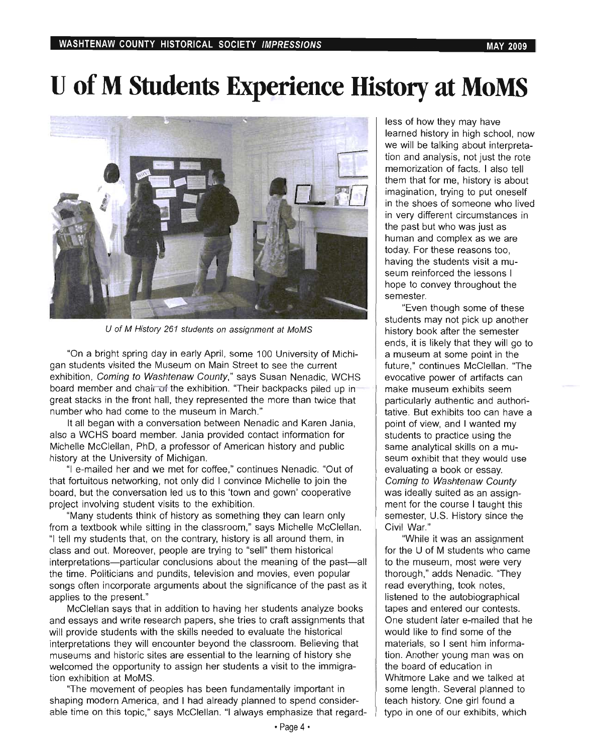# U of M Students Experience History at MoMS

U of M History 261 students on assignment at MoMS

"On a bright spring day in early April, some 100 University of Michigan students visited the Museum on Main Street to see the current exhibition, *Coming to Washtenaw County*," says Susan Nenadic, WCHS board member and chair of the exhibition. "Their backpacks piled up in great stacks in the front hall, they represented the more than twice that number who had come to the museum in March."

It all began with a conversation between Nenadic and Karen Jania, also a WCHS board member. Jania provided contact information for Michelle McClellan, PhD, a professor of American history and public history at the University of Michigan.

"I e-mailed her and we met for coffee," continues Nenadic. "Out of that fortuitous networking, not only did I convince Michelle to join the board, but the conversation led us to this 'town and gown' cooperative project involving student visits to the exhibition.

"Many students think of history as something they can learn only from a textbook while sitting in the classroom," says Michelle McClellan. "I tell my students that, on the contrary, history is all around them, in class and out. Moreover, people are trying to "sell" them historical interpretations—particular conclusions about the meaning of the past—all the time. Politicians and pundits, television and movies, even popular songs often incorporate arguments about the significance of the past as it applies to the present."

McClellan says that in addition to having her students analyze books and essays and write research papers, she tries to craft assignments that will provide students with the skills needed to evaluate the historical interpretations they will encounter beyond the classroom. Believing that museums and historic sites are essential to the learning of history she welcomed the opportunity to assign her students a visit to the immigration exhibition at MoMS.

"The movement of peoples has been fundamentally important in shaping modern America, and I had already planned to spend considerable time on this topic," says McClellan. "I always emphasize that regardless of how they may have learned history in high school, now we will be talking about interpretation and analysis, not just the rote memorization of facts. I also tell them that for me, history is about imagination, trying to put oneself in the shoes of someone who lived in very different circumstances in the past but who was just as human and complex as we are today. For these reasons too, having the students visit a museum reinforced the lessons I hope to convey throughout the semester.

"Even though some of these students may not pick up another history book after the semester ends, it is likely that they will go to a museum at some point in the future," continues McClellan. "The evocative power of artifacts can make museum exhibits seem particularly authentic and authoritative. But exhibits too can have a point of view, and I wanted my students to practice using the same analytical skills on a museum exhibit that they would use evaluating a book or essay. *Coming to Washtenaw County* was ideally suited as an assignment for the course I taught this semester, U.S. History since the Civil War."

"While it was an assignment for the U of M students who came to the museum, most were very thorough," adds Nenadic. "They read everything, took notes, listened to the autobiographical tapes and entered our contests. One student later e-mailed that he would like to find some of the materials, so I sent him information. Another young man was on the board of education in Whitmore Lake and we talked at some length. Several planned to teach history. One girl found a typo in one of our exhibits, which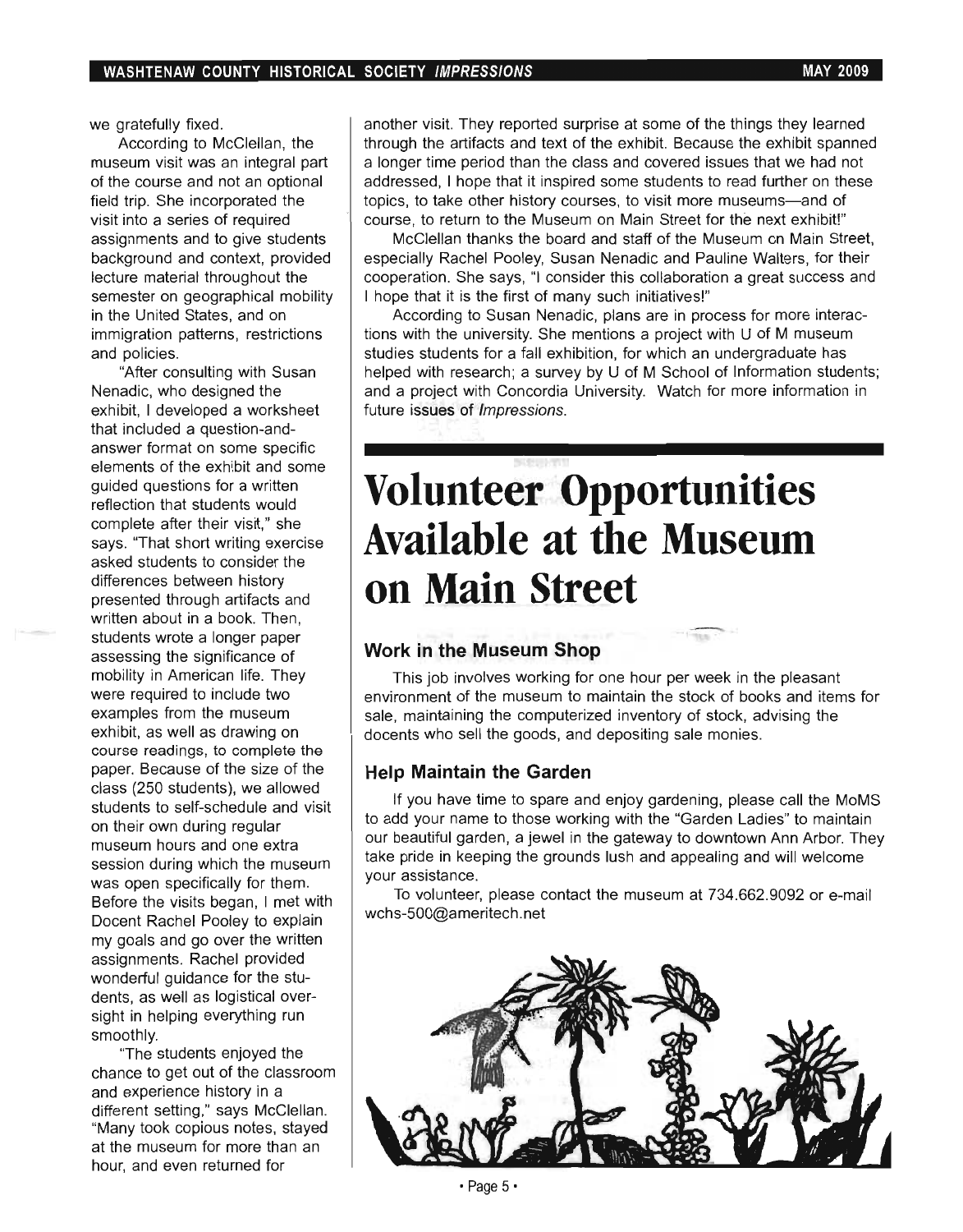we gratefully fixed.

According to McClellan, the museum visit was an integral part of the course and not an optional field trip. She incorporated the visit into a series of required assignments and to give students background and context, provided lecture material throughout the semester on geographical mobility in the United States, and on immigration patterns, restrictions and policies.

"After consulting with Susan Nenadic, who designed the exhibit, I developed a worksheet that included a question-and-answer format on some specific elements of the exhibit and some guided questions for a written reflection that students would complete after their visit," she says. "That short writing exercise asked students to consider the differences between history presented through artifacts and written about in a book. Then, students wrote a longer paper assessing the significance of mobility in American life. They were required to include two examples from the museum exhibit, as well as drawing on course readings, to complete the paper. Because of the size of the class (250 students), we allowed students to self-schedule and visit on their own during regular museum hours and one extra session during which the museum was open specifically for them. Before the visits began, I met with Docent Rachel Pooley to explain my goals and go over the written assignments. Rachel provided wonderful guidance for the students, as well as logistical oversight in helping everything run smoothly.

"The students enjoyed the chance to get out of the classroom and experience history in a different setting," says McClellan. "Many took copious notes, stayed at the museum for more than an hour, and even returned for another visit. They reported surprise at some of the things they learned through the artifacts and text of the exhibit. Because the exhibit spanned a longer time period than the class and covered issues that we had not addressed, I hope that it inspired some students to read further on these topics, to take other history courses, to visit more museums—and of course, to return to the Museum on Main Street for the next exhibit!"

McClellan thanks the board and staff of the Museum on Main Street, especially Rachel Pooley, Susan Nenadic and Pauline Walters, for their cooperation. She says, "I consider this collaboration a great success and I hope that it is the first of many such initiatives!"

According to Susan Nenadic, plans are in process for more interactions with the university. She mentions a project with U of M museum studies students for a fall exhibition, for which an undergraduate has helped with research; a survey by U of M School of Information students; and a project with Concordia University. Watch for more information in future issues of *Impressions*.

# Volunteer Opportunities Available at the Museum on Main Street

### Work in the Museum Shop

This job involves working for one hour per week in the pleasant environment of the museum to maintain the stock of books and items for sale, maintaining the computerized inventory of stock, advising the docents who sell the goods, and depositing sale monies.

### Help Maintain the Garden

If you have time to spare and enjoy gardening, please call the MoMS to add your name to those working with the "Garden Ladies" to maintain our beautiful garden, a jewel in the gateway to downtown Ann Arbor. They take pride in keeping the grounds lush and appealing and will welcome your assistance.

To volunteer, please contact the museum at 734.662.9092 or e-mail wchs-500@ameritech.net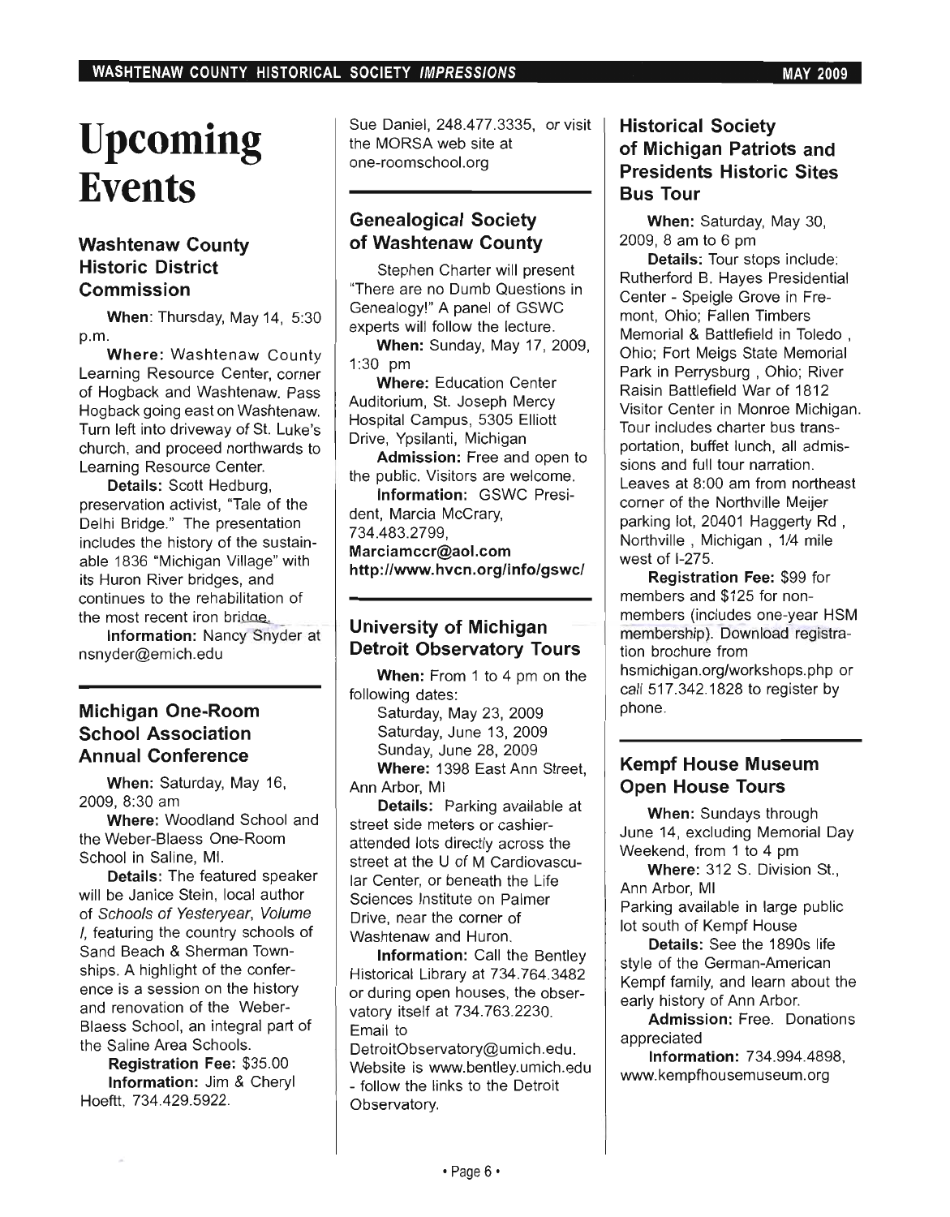# Upcoming Events

## Washtenaw County Historic District Commission

**When**: Thursday, May 14, 5:30 p.m.

**Where:** Washtenaw County Learning Resource Center, corner of Hogback and Washtenaw. Pass Hogback going east on Washtenaw. Turn left into driveway of St. Luke's church, and proceed northwards to Learning Resource Center.

**Details:** Scott Hedburg, preservation activist, "Tale of the Delhi Bridge." The presentation includes the history of the sustainable 1836 "Michigan Village" with its Huron River bridges, and continues to the rehabilitation of the most recent iron bridge.

**Information:** Nancy Snyder at nsnyder@emich.edu

## Michigan One-Room School Association Annual Conference

**When:** Saturday, May 16, 2009, 8:30 am

**Where:** Woodland School and the Weber-Blaess One-Room School in Saline, MI.

**Details:** The featured speaker will be Janice Stein, local author of *Schools of Yesteryear, Volume I,* featuring the country schools of Sand Beach & Sherman Townships. A highlight of the conference is a session on the history and renovation of the Weber-Blaess School, an integral part of the Saline Area Schools.

**Registration Fee:** $35.00

**Information:** Jim & Cheryl Hoeftt, 734.429.5922. Sue Daniel, 248.477.3335, or visit the MORSA web site at one-roomschool.org

## Genealogical Society of Washtenaw County

Stephen Charter will present "There are no Dumb Questions in Genealogy!" A panel of GSWC experts will follow the lecture.

**When:** Sunday, May 17, 2009, 1:30 pm

**Where:** Education Center Auditorium, St. Joseph Mercy Hospital Campus, 5305 Elliott Drive, Ypsilanti, Michigan

**Admission:** Free and open to the public. Visitors are welcome.

**Information:** GSWC President, Marcia McCrary, 734.483.2799, **Marciamccr@aol.com http://www.hvcn.org/info/gswc/**

## University of Michigan Detroit Observatory Tours

**When:** From 1 to 4 pm on the following dates:

Saturday, May 23, 2009
Saturday, June 13, 2009
Sunday, June 28, 2009

**Where:** 1398 East Ann Street, Ann Arbor, MI

**Details:** Parking available at street side meters or cashier-attended lots directly across the street at the U of M Cardiovascular Center, or beneath the Life Sciences Institute on Palmer Drive, near the corner of Washtenaw and Huron.

**Information:** Call the Bentley Historical Library at 734.764.3482 or during open houses, the observatory itself at 734.763.2230. Email to DetroitObservatory@umich.edu. Website is www.bentley.umich.edu - follow the links to the Detroit Observatory.

## Historical Society of Michigan Patriots and Presidents Historic Sites Bus Tour

**When:** Saturday, May 30, 2009, 8 am to 6 pm

**Details:** Tour stops include: Rutherford B. Hayes Presidential Center - Speigle Grove in Fremont, Ohio; Fallen Timbers Memorial & Battlefield in Toledo , Ohio; Fort Meigs State Memorial Park in Perrysburg , Ohio; River Raisin Battlefield War of 1812 Visitor Center in Monroe Michigan. Tour includes charter bus transportation, buffet lunch, all admissions and full tour narration. Leaves at 8:00 am from northeast corner of the Northville Meijer parking lot, 20401 Haggerty Rd , Northville , Michigan , 1/4 mile west of I-275.

**Registration Fee:** $99 for members and $125 for nonmembers (includes one-year HSM membership). Download registration brochure from hsmichigan.org/workshops.php or call 517.342.1828 to register by phone.

## Kempf House Museum Open House Tours

**When:** Sundays through June 14, excluding Memorial Day Weekend, from 1 to 4 pm

**Where:** 312 S. Division St., Ann Arbor, MI
Parking available in large public lot south of Kempf House

**Details:** See the 1890s life style of the German-American Kempf family, and learn about the early history of Ann Arbor.

**Admission:** Free. Donations appreciated

**Information:** 734.994.4898, www.kempfhousemuseum.org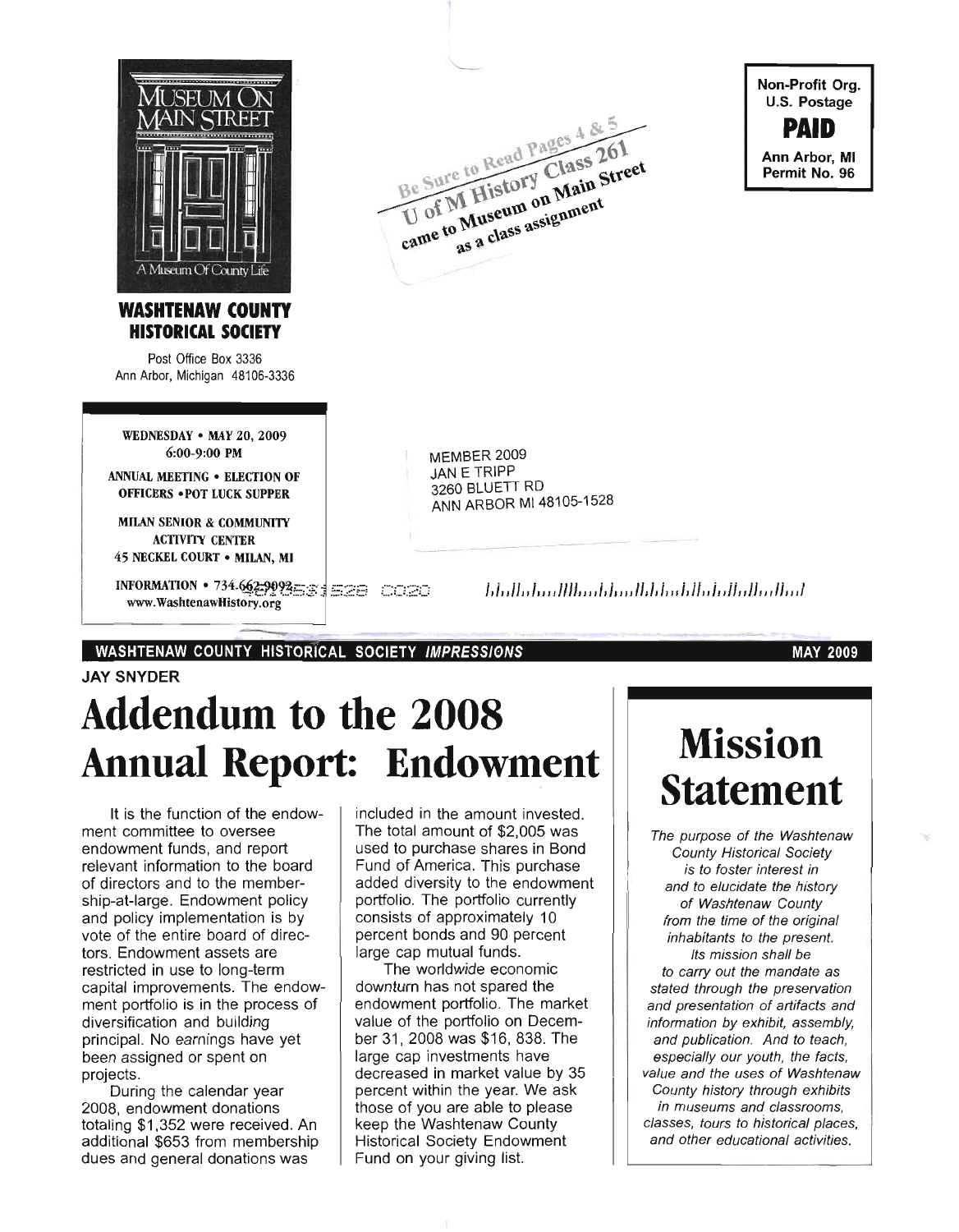MUSEUM ON MAIN STREET

A Museum Of County Life

**WASHTENAW COUNTY HISTORICAL SOCIETY**

Post Office Box 3336
Ann Arbor, Michigan 48106-3336

Be Sure to Read Pages 4 & 5
U of M History Class 261
came to Museum on Main Street
as a class assignment

Non-Profit Org.
U.S. Postage
**PAID**
Ann Arbor, MI
Permit No. 96

**WEDNESDAY • MAY 20, 2009**
**6:00-9:00 PM**

**ANNUAL MEETING • ELECTION OF OFFICERS • POT LUCK SUPPER**

**MILAN SENIOR & COMMUNITY ACTIVITY CENTER**
**45 NECKEL COURT • MILAN, MI**

**INFORMATION • 734.662-9092**
**www.WashtenawHistory.org**

MEMBER 2009
JAN E TRIPP
3260 BLUETT RD
ANN ARBOR MI 48105-1528

**WASHTENAW COUNTY HISTORICAL SOCIETY *IMPRESSIONS*** **MAY 2009**

**JAY SNYDER**

# Addendum to the 2008 Annual Report: Endowment

It is the function of the endowment committee to oversee endowment funds, and report relevant information to the board of directors and to the membership-at-large. Endowment policy and policy implementation is by vote of the entire board of directors. Endowment assets are restricted in use to long-term capital improvements. The endowment portfolio is in the process of diversification and building principal. No earnings have yet been assigned or spent on projects.

During the calendar year 2008, endowment donations totaling $1,352 were received. An additional $653 from membership dues and general donations was included in the amount invested. The total amount of $2,005 was used to purchase shares in Bond Fund of America. This purchase added diversity to the endowment portfolio. The portfolio currently consists of approximately 10 percent bonds and 90 percent large cap mutual funds.

The worldwide economic downturn has not spared the endowment portfolio. The market value of the portfolio on December 31, 2008 was $16, 838. The large cap investments have decreased in market value by 35 percent within the year. We ask those of you are able to please keep the Washtenaw County Historical Society Endowment Fund on your giving list.

# Mission Statement

*The purpose of the Washtenaw County Historical Society is to foster interest in and to elucidate the history of Washtenaw County from the time of the original inhabitants to the present. Its mission shall be to carry out the mandate as stated through the preservation and presentation of artifacts and information by exhibit, assembly, and publication. And to teach, especially our youth, the facts, value and the uses of Washtenaw County history through exhibits in museums and classrooms, classes, tours to historical places, and other educational activities.*